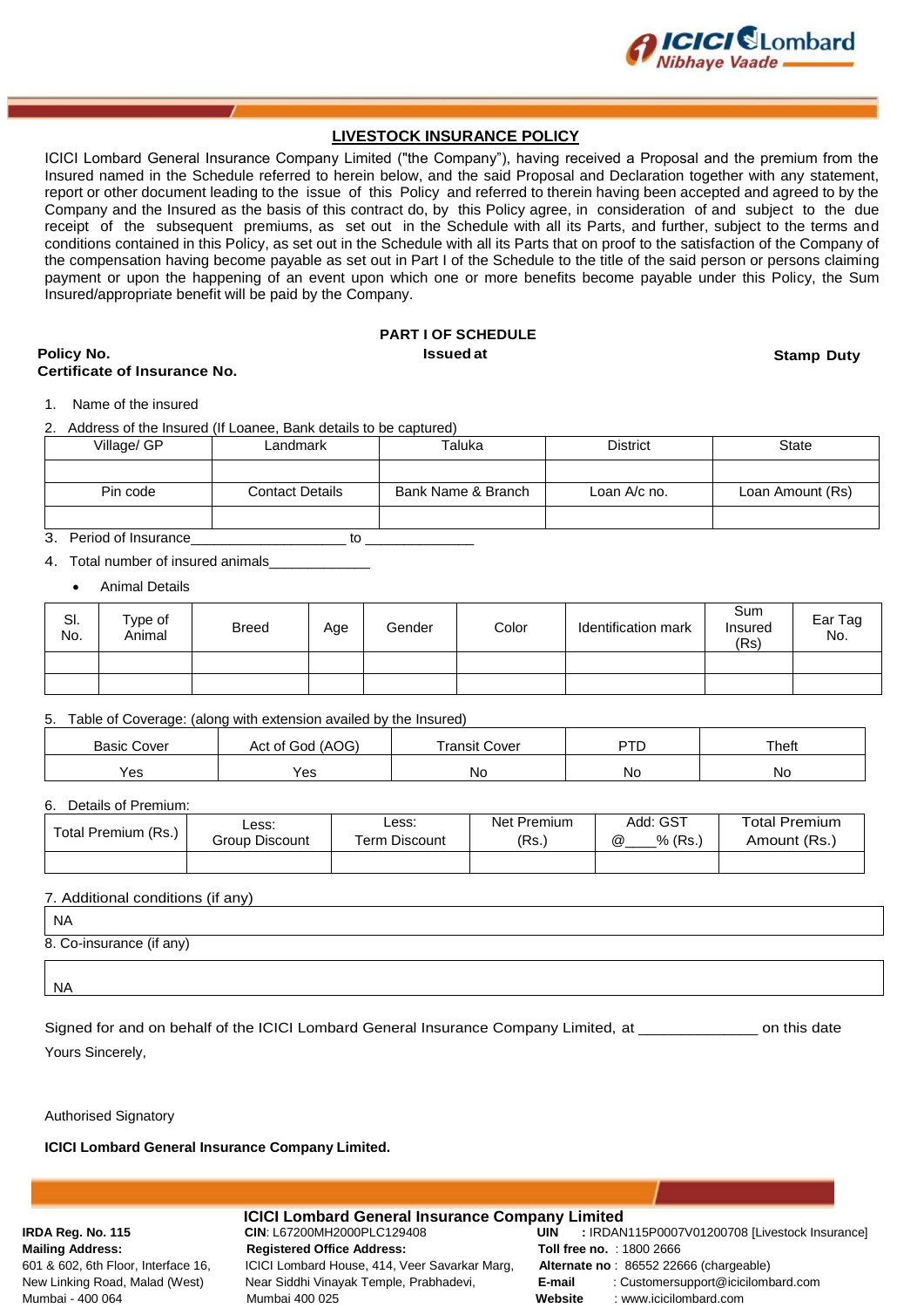# LIVESTOCK INSURANCE POLICY

ICICI Lombard General Insurance Company Limited ("the Company"), having received a Proposal and the premium from the Insured named in the Schedule referred to herein below, and the said Proposal and Declaration together with any statement, report or other document leading to the issue of this Policy and referred to therein having been accepted and agreed to by the Company and the Insured as the basis of this contract do, by this Policy agree, in consideration of and subject to the due receipt of the subsequent premiums, as set out in the Schedule with all its Parts, and further, subject to the terms and conditions contained in this Policy, as set out in the Schedule with all its Parts that on proof to the satisfaction of the Company of the compensation having become payable as set out in Part I of the Schedule to the title of the said person or persons claiming payment or upon the happening of an event upon which one or more benefits become payable under this Policy, the Sum Insured/appropriate benefit will be paid by the Company.

## PART I OF SCHEDULE

**Policy No.** **Issued at** **Stamp Duty**

**Certificate of Insurance No.**

1. Name of the insured
2. Address of the Insured (If Loanee, Bank details to be captured)

| Village/ GP | Landmark | Taluka | District | State |
|---|---|---|---|---|
| | | | | |
| Pin code | Contact Details | Bank Name & Branch | Loan A/c no. | Loan Amount (Rs) |
| | | | | |

3. Period of Insurance____________________ to ______________
4. Total number of insured animals_____________
   - Animal Details

| Sl. No. | Type of Animal | Breed | Age | Gender | Color | Identification mark | Sum Insured (Rs) | Ear Tag No. |
|---|---|---|---|---|---|---|---|---|
| | | | | | | | | |
| | | | | | | | | |

5. Table of Coverage: (along with extension availed by the Insured)

| Basic Cover | Act of God (AOG) | Transit Cover | PTD | Theft |
|---|---|---|---|---|
| Yes | Yes | No | No | No |

6. Details of Premium:

| Total Premium (Rs.) | Less: Group Discount | Less: Term Discount | Net Premium (Rs.) | Add: GST @____% (Rs.) | Total Premium Amount (Rs.) |
|---|---|---|---|---|---|
| | | | | | |

7. Additional conditions (if any)

NA

8. Co-insurance (if any)

NA

Signed for and on behalf of the ICICI Lombard General Insurance Company Limited, at ______________ on this date

Yours Sincerely,

Authorised Signatory

**ICICI Lombard General Insurance Company Limited.**

**ICICI Lombard General Insurance Company Limited**

**IRDA Reg. No. 115**
**Mailing Address:**
601 & 602, 6th Floor, Interface 16, New Linking Road, Malad (West) Mumbai - 400 064

**CIN**: L67200MH2000PLC129408
**Registered Office Address:**
ICICI Lombard House, 414, Veer Savarkar Marg, Near Siddhi Vinayak Temple, Prabhadevi, Mumbai 400 025

**UIN** : IRDAN115P0007V01200708 [Livestock Insurance]
**Toll free no.** : 1800 2666
**Alternate no** : 86552 22666 (chargeable)
**E-mail** : Customersupport@icicilombard.com
**Website** : www.icicilombard.com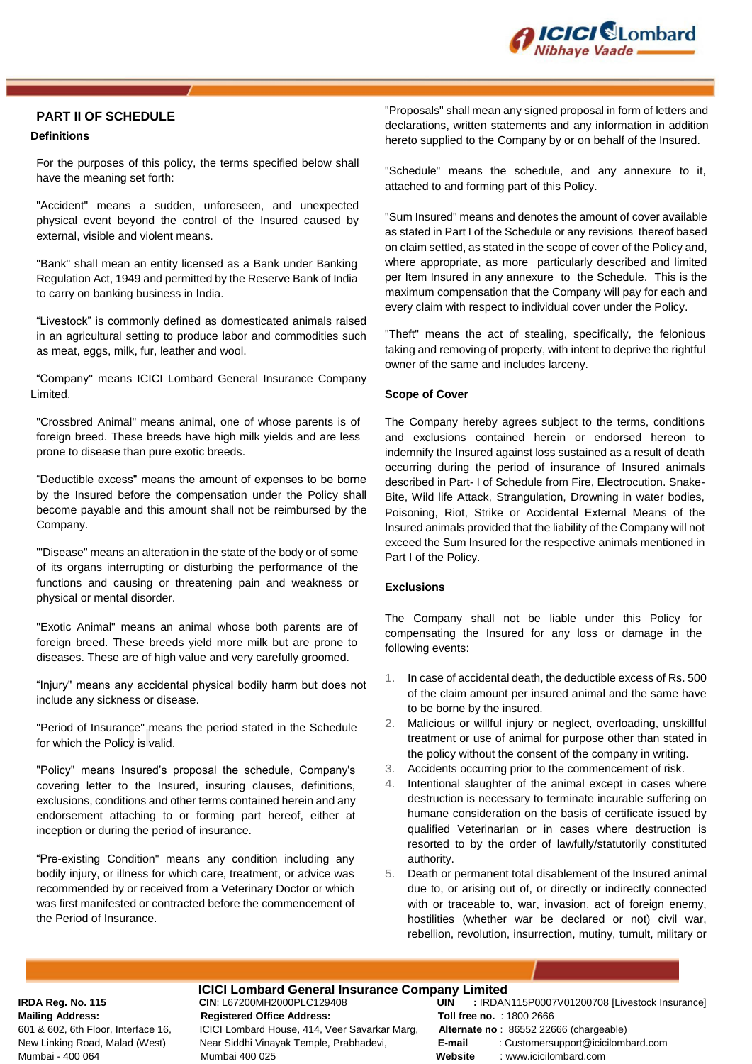## PART II OF SCHEDULE

### Definitions

For the purposes of this policy, the terms specified below shall have the meaning set forth:

"Accident" means a sudden, unforeseen, and unexpected physical event beyond the control of the Insured caused by external, visible and violent means.

"Bank" shall mean an entity licensed as a Bank under Banking Regulation Act, 1949 and permitted by the Reserve Bank of India to carry on banking business in India.

"Livestock" is commonly defined as domesticated animals raised in an agricultural setting to produce labor and commodities such as meat, eggs, milk, fur, leather and wool.

"Company" means ICICI Lombard General Insurance Company Limited.

"Crossbred Animal" means animal, one of whose parents is of foreign breed. These breeds have high milk yields and are less prone to disease than pure exotic breeds.

"Deductible excess" means the amount of expenses to be borne by the Insured before the compensation under the Policy shall become payable and this amount shall not be reimbursed by the Company.

"'Disease" means an alteration in the state of the body or of some of its organs interrupting or disturbing the performance of the functions and causing or threatening pain and weakness or physical or mental disorder.

"Exotic Animal" means an animal whose both parents are of foreign breed. These breeds yield more milk but are prone to diseases. These are of high value and very carefully groomed.

"Injury" means any accidental physical bodily harm but does not include any sickness or disease.

"Period of Insurance" means the period stated in the Schedule for which the Policy is valid.

"Policy" means Insured's proposal the schedule, Company's covering letter to the Insured, insuring clauses, definitions, exclusions, conditions and other terms contained herein and any endorsement attaching to or forming part hereof, either at inception or during the period of insurance.

"Pre-existing Condition" means any condition including any bodily injury, or illness for which care, treatment, or advice was recommended by or received from a Veterinary Doctor or which was first manifested or contracted before the commencement of the Period of Insurance.

"Proposals" shall mean any signed proposal in form of letters and declarations, written statements and any information in addition hereto supplied to the Company by or on behalf of the Insured.

"Schedule" means the schedule, and any annexure to it, attached to and forming part of this Policy.

"Sum Insured" means and denotes the amount of cover available as stated in Part I of the Schedule or any revisions thereof based on claim settled, as stated in the scope of cover of the Policy and, where appropriate, as more particularly described and limited per Item Insured in any annexure to the Schedule. This is the maximum compensation that the Company will pay for each and every claim with respect to individual cover under the Policy.

"Theft" means the act of stealing, specifically, the felonious taking and removing of property, with intent to deprive the rightful owner of the same and includes larceny.

### Scope of Cover

The Company hereby agrees subject to the terms, conditions and exclusions contained herein or endorsed hereon to indemnify the Insured against loss sustained as a result of death occurring during the period of insurance of Insured animals described in Part- I of Schedule from Fire, Electrocution. Snake-Bite, Wild life Attack, Strangulation, Drowning in water bodies, Poisoning, Riot, Strike or Accidental External Means of the Insured animals provided that the liability of the Company will not exceed the Sum Insured for the respective animals mentioned in Part I of the Policy.

### Exclusions

The Company shall not be liable under this Policy for compensating the Insured for any loss or damage in the following events:

1. In case of accidental death, the deductible excess of Rs. 500 of the claim amount per insured animal and the same have to be borne by the insured.
2. Malicious or willful injury or neglect, overloading, unskillful treatment or use of animal for purpose other than stated in the policy without the consent of the company in writing.
3. Accidents occurring prior to the commencement of risk.
4. Intentional slaughter of the animal except in cases where destruction is necessary to terminate incurable suffering on humane consideration on the basis of certificate issued by qualified Veterinarian or in cases where destruction is resorted to by the order of lawfully/statutorily constituted authority.
5. Death or permanent total disablement of the Insured animal due to, or arising out of, or directly or indirectly connected with or traceable to, war, invasion, act of foreign enemy, hostilities (whether war be declared or not) civil war, rebellion, revolution, insurrection, mutiny, tumult, military or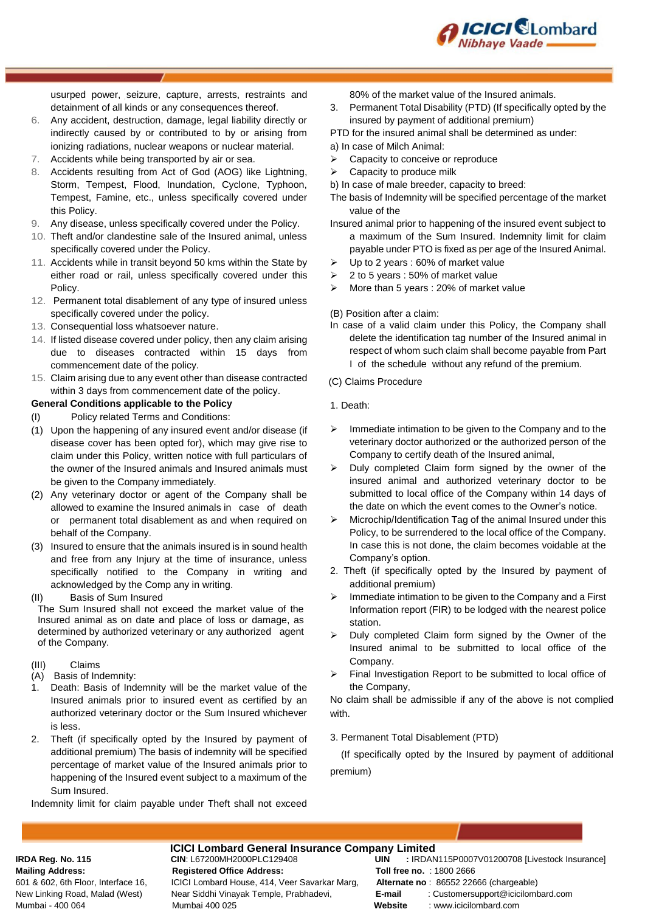usurped power, seizure, capture, arrests, restraints and detainment of all kinds or any consequences thereof.

6. Any accident, destruction, damage, legal liability directly or indirectly caused by or contributed to by or arising from ionizing radiations, nuclear weapons or nuclear material.
7. Accidents while being transported by air or sea.
8. Accidents resulting from Act of God (AOG) like Lightning, Storm, Tempest, Flood, Inundation, Cyclone, Typhoon, Tempest, Famine, etc., unless specifically covered under this Policy.
9. Any disease, unless specifically covered under the Policy.
10. Theft and/or clandestine sale of the Insured animal, unless specifically covered under the Policy.
11. Accidents while in transit beyond 50 kms within the State by either road or rail, unless specifically covered under this Policy.
12. Permanent total disablement of any type of insured unless specifically covered under the policy.
13. Consequential loss whatsoever nature.
14. If listed disease covered under policy, then any claim arising due to diseases contracted within 15 days from commencement date of the policy.
15. Claim arising due to any event other than disease contracted within 3 days from commencement date of the policy.

**General Conditions applicable to the Policy**

(I) Policy related Terms and Conditions:

(1) Upon the happening of any insured event and/or disease (if disease cover has been opted for), which may give rise to claim under this Policy, written notice with full particulars of the owner of the Insured animals and Insured animals must be given to the Company immediately.

(2) Any veterinary doctor or agent of the Company shall be allowed to examine the Insured animals in case of death or permanent total disablement as and when required on behalf of the Company.

(3) Insured to ensure that the animals insured is in sound health and free from any Injury at the time of insurance, unless specifically notified to the Company in writing and acknowledged by the Comp any in writing.

(II) Basis of Sum Insured

The Sum Insured shall not exceed the market value of the Insured animal as on date and place of loss or damage, as determined by authorized veterinary or any authorized agent of the Company.

(III) Claims

(A) Basis of Indemnity:

1. Death: Basis of Indemnity will be the market value of the Insured animals prior to insured event as certified by an authorized veterinary doctor or the Sum Insured whichever is less.
2. Theft (if specifically opted by the Insured by payment of additional premium) The basis of indemnity will be specified percentage of market value of the Insured animals prior to happening of the Insured event subject to a maximum of the Sum Insured.

Indemnity limit for claim payable under Theft shall not exceed 80% of the market value of the Insured animals.

3. Permanent Total Disability (PTD) (If specifically opted by the insured by payment of additional premium)

PTD for the insured animal shall be determined as under:

a) In case of Milch Animal:

- Capacity to conceive or reproduce
- Capacity to produce milk

b) In case of male breeder, capacity to breed:

The basis of Indemnity will be specified percentage of the market value of the

Insured animal prior to happening of the insured event subject to a maximum of the Sum Insured. Indemnity limit for claim payable under PTO is fixed as per age of the Insured Animal.

- Up to 2 years : 60% of market value
- 2 to 5 years : 50% of market value
- More than 5 years : 20% of market value

(B) Position after a claim:

In case of a valid claim under this Policy, the Company shall delete the identification tag number of the Insured animal in respect of whom such claim shall become payable from Part I of the schedule without any refund of the premium.

(C) Claims Procedure

1. Death:

- Immediate intimation to be given to the Company and to the veterinary doctor authorized or the authorized person of the Company to certify death of the Insured animal,
- Duly completed Claim form signed by the owner of the insured animal and authorized veterinary doctor to be submitted to local office of the Company within 14 days of the date on which the event comes to the Owner's notice.
- Microchip/Identification Tag of the animal Insured under this Policy, to be surrendered to the local office of the Company. In case this is not done, the claim becomes voidable at the Company's option.

2. Theft (if specifically opted by the Insured by payment of additional premium)

- Immediate intimation to be given to the Company and a First Information report (FIR) to be lodged with the nearest police station.
- Duly completed Claim form signed by the Owner of the Insured animal to be submitted to local office of the Company.
- Final Investigation Report to be submitted to local office of the Company,

No claim shall be admissible if any of the above is not complied with.

3. Permanent Total Disablement (PTD)

(If specifically opted by the Insured by payment of additional premium)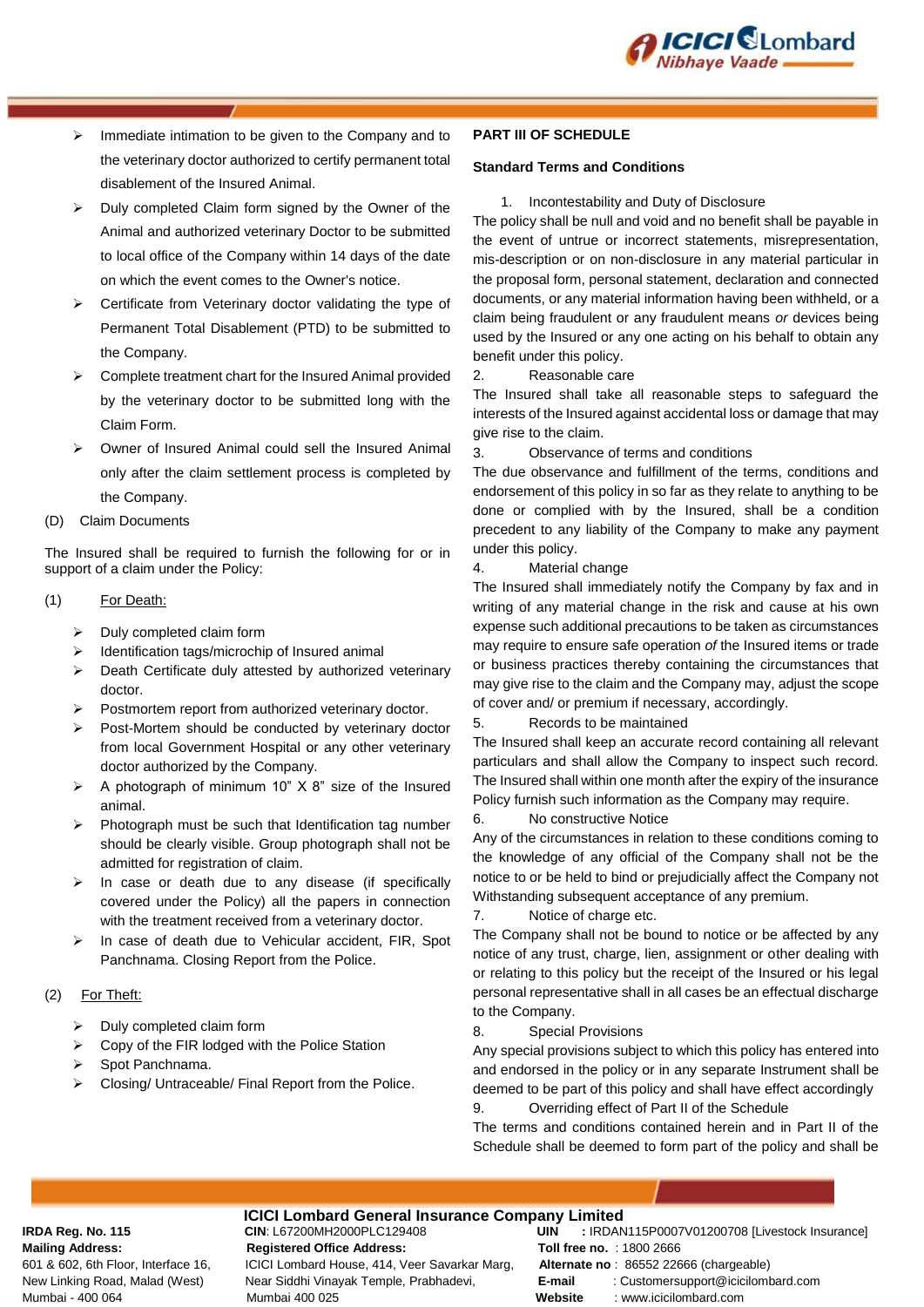- Immediate intimation to be given to the Company and to the veterinary doctor authorized to certify permanent total disablement of the Insured Animal.
- Duly completed Claim form signed by the Owner of the Animal and authorized veterinary Doctor to be submitted to local office of the Company within 14 days of the date on which the event comes to the Owner's notice.
- Certificate from Veterinary doctor validating the type of Permanent Total Disablement (PTD) to be submitted to the Company.
- Complete treatment chart for the Insured Animal provided by the veterinary doctor to be submitted long with the Claim Form.
- Owner of Insured Animal could sell the Insured Animal only after the claim settlement process is completed by the Company.

(D) Claim Documents

The Insured shall be required to furnish the following for or in support of a claim under the Policy:

(1) For Death:

- Duly completed claim form
- Identification tags/microchip of Insured animal
- Death Certificate duly attested by authorized veterinary doctor.
- Postmortem report from authorized veterinary doctor.
- Post-Mortem should be conducted by veterinary doctor from local Government Hospital or any other veterinary doctor authorized by the Company.
- A photograph of minimum 10" X 8" size of the Insured animal.
- Photograph must be such that Identification tag number should be clearly visible. Group photograph shall not be admitted for registration of claim.
- In case or death due to any disease (if specifically covered under the Policy) all the papers in connection with the treatment received from a veterinary doctor.
- In case of death due to Vehicular accident, FIR, Spot Panchnama. Closing Report from the Police.

(2) For Theft:

- Duly completed claim form
- Copy of the FIR lodged with the Police Station
- Spot Panchnama.
- Closing/ Untraceable/ Final Report from the Police.

**PART III OF SCHEDULE**

**Standard Terms and Conditions**

1. Incontestability and Duty of Disclosure

The policy shall be null and void and no benefit shall be payable in the event of untrue or incorrect statements, misrepresentation, mis-description or on non-disclosure in any material particular in the proposal form, personal statement, declaration and connected documents, or any material information having been withheld, or a claim being fraudulent or any fraudulent means *or* devices being used by the Insured or any one acting on his behalf to obtain any benefit under this policy.

2. Reasonable care

The Insured shall take all reasonable steps to safeguard the interests of the Insured against accidental loss or damage that may give rise to the claim.

3. Observance of terms and conditions

The due observance and fulfillment of the terms, conditions and endorsement of this policy in so far as they relate to anything to be done or complied with by the Insured, shall be a condition precedent to any liability of the Company to make any payment under this policy.

4. Material change

The Insured shall immediately notify the Company by fax and in writing of any material change in the risk and cause at his own expense such additional precautions to be taken as circumstances may require to ensure safe operation *of* the Insured items or trade or business practices thereby containing the circumstances that may give rise to the claim and the Company may, adjust the scope of cover and/ or premium if necessary, accordingly.

5. Records to be maintained

The Insured shall keep an accurate record containing all relevant particulars and shall allow the Company to inspect such record. The Insured shall within one month after the expiry of the insurance Policy furnish such information as the Company may require.

6. No constructive Notice

Any of the circumstances in relation to these conditions coming to the knowledge of any official of the Company shall not be the notice to or be held to bind or prejudicially affect the Company not Withstanding subsequent acceptance of any premium.

7. Notice of charge etc.

The Company shall not be bound to notice or be affected by any notice of any trust, charge, lien, assignment or other dealing with or relating to this policy but the receipt of the Insured or his legal personal representative shall in all cases be an effectual discharge to the Company.

8. Special Provisions

Any special provisions subject to which this policy has entered into and endorsed in the policy or in any separate Instrument shall be deemed to be part of this policy and shall have effect accordingly

9. Overriding effect of Part II of the Schedule

The terms and conditions contained herein and in Part II of the Schedule shall be deemed to form part of the policy and shall be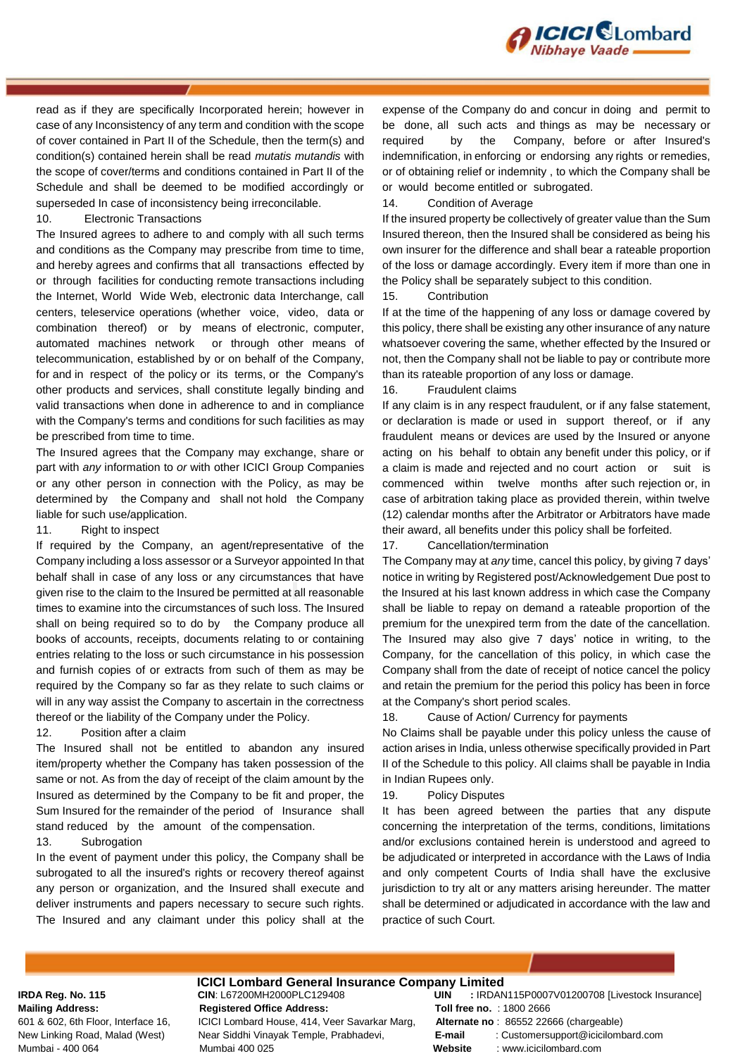read as if they are specifically Incorporated herein; however in case of any Inconsistency of any term and condition with the scope of cover contained in Part II of the Schedule, then the term(s) and condition(s) contained herein shall be read *mutatis mutandis* with the scope of cover/terms and conditions contained in Part II of the Schedule and shall be deemed to be modified accordingly or superseded In case of inconsistency being irreconcilable.

10. Electronic Transactions

The Insured agrees to adhere to and comply with all such terms and conditions as the Company may prescribe from time to time, and hereby agrees and confirms that all transactions effected by or through facilities for conducting remote transactions including the Internet, World Wide Web, electronic data Interchange, call centers, teleservice operations (whether voice, video, data or combination thereof) or by means of electronic, computer, automated machines network or through other means of telecommunication, established by or on behalf of the Company, for and in respect of the policy or its terms, or the Company's other products and services, shall constitute legally binding and valid transactions when done in adherence to and in compliance with the Company's terms and conditions for such facilities as may be prescribed from time to time.

The Insured agrees that the Company may exchange, share or part with *any* information to *or* with other ICICI Group Companies or any other person in connection with the Policy, as may be determined by the Company and shall not hold the Company liable for such use/application.

11. Right to inspect

If required by the Company, an agent/representative of the Company including a loss assessor or a Surveyor appointed In that behalf shall in case of any loss or any circumstances that have given rise to the claim to the Insured be permitted at all reasonable times to examine into the circumstances of such loss. The Insured shall on being required so to do by the Company produce all books of accounts, receipts, documents relating to or containing entries relating to the loss or such circumstance in his possession and furnish copies of or extracts from such of them as may be required by the Company so far as they relate to such claims or will in any way assist the Company to ascertain in the correctness thereof or the liability of the Company under the Policy.

12. Position after a claim

The Insured shall not be entitled to abandon any insured item/property whether the Company has taken possession of the same or not. As from the day of receipt of the claim amount by the Insured as determined by the Company to be fit and proper, the Sum Insured for the remainder of the period of Insurance shall stand reduced by the amount of the compensation.

13. Subrogation

In the event of payment under this policy, the Company shall be subrogated to all the insured's rights or recovery thereof against any person or organization, and the Insured shall execute and deliver instruments and papers necessary to secure such rights. The Insured and any claimant under this policy shall at the expense of the Company do and concur in doing and permit to be done, all such acts and things as may be necessary or required by the Company, before or after Insured's indemnification, in enforcing or endorsing any rights or remedies, or of obtaining relief or indemnity , to which the Company shall be or would become entitled or subrogated.

14. Condition of Average

If the insured property be collectively of greater value than the Sum Insured thereon, then the Insured shall be considered as being his own insurer for the difference and shall bear a rateable proportion of the loss or damage accordingly. Every item if more than one in the Policy shall be separately subject to this condition.

15. Contribution

If at the time of the happening of any loss or damage covered by this policy, there shall be existing any other insurance of any nature whatsoever covering the same, whether effected by the Insured or not, then the Company shall not be liable to pay or contribute more than its rateable proportion of any loss or damage.

16. Fraudulent claims

If any claim is in any respect fraudulent, or if any false statement, or declaration is made or used in support thereof, or if any fraudulent means or devices are used by the Insured or anyone acting on his behalf to obtain any benefit under this policy, or if a claim is made and rejected and no court action or suit is commenced within twelve months after such rejection or, in case of arbitration taking place as provided therein, within twelve (12) calendar months after the Arbitrator or Arbitrators have made their award, all benefits under this policy shall be forfeited.

17. Cancellation/termination

The Company may at *any* time, cancel this policy, by giving 7 days' notice in writing by Registered post/Acknowledgement Due post to the Insured at his last known address in which case the Company shall be liable to repay on demand a rateable proportion of the premium for the unexpired term from the date of the cancellation. The Insured may also give 7 days' notice in writing, to the Company, for the cancellation of this policy, in which case the Company shall from the date of receipt of notice cancel the policy and retain the premium for the period this policy has been in force at the Company's short period scales.

18. Cause of Action/ Currency for payments

No Claims shall be payable under this policy unless the cause of action arises in India, unless otherwise specifically provided in Part II of the Schedule to this policy. All claims shall be payable in India in Indian Rupees only.

19. Policy Disputes

It has been agreed between the parties that any dispute concerning the interpretation of the terms, conditions, limitations and/or exclusions contained herein is understood and agreed to be adjudicated or interpreted in accordance with the Laws of India and only competent Courts of India shall have the exclusive jurisdiction to try alt or any matters arising hereunder. The matter shall be determined or adjudicated in accordance with the law and practice of such Court.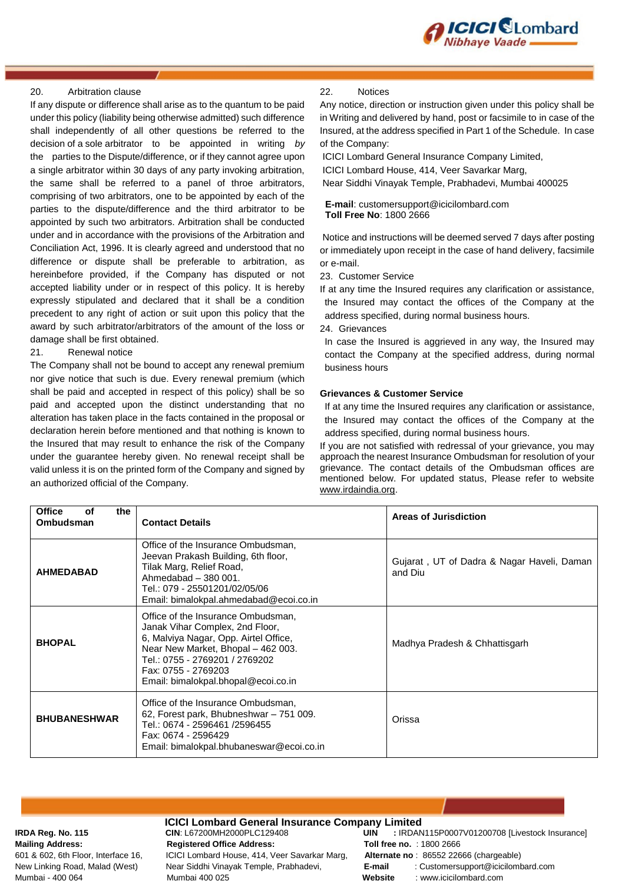20. Arbitration clause

If any dispute or difference shall arise as to the quantum to be paid under this policy (liability being otherwise admitted) such difference shall independently of all other questions be referred to the decision of a sole arbitrator to be appointed in writing *by* the parties to the Dispute/difference, or if they cannot agree upon a single arbitrator within 30 days of any party invoking arbitration, the same shall be referred to a panel of throe arbitrators, comprising of two arbitrators, one to be appointed by each of the parties to the dispute/difference and the third arbitrator to be appointed by such two arbitrators. Arbitration shall be conducted under and in accordance with the provisions of the Arbitration and Conciliation Act, 1996. It is clearly agreed and understood that no difference or dispute shall be preferable to arbitration, as hereinbefore provided, if the Company has disputed or not accepted liability under or in respect of this policy. It is hereby expressly stipulated and declared that it shall be a condition precedent to any right of action or suit upon this policy that the award by such arbitrator/arbitrators of the amount of the loss or damage shall be first obtained.

21. Renewal notice

The Company shall not be bound to accept any renewal premium nor give notice that such is due. Every renewal premium (which shall be paid and accepted in respect of this policy) shall be so paid and accepted upon the distinct understanding that no alteration has taken place in the facts contained in the proposal or declaration herein before mentioned and that nothing is known to the Insured that may result to enhance the risk of the Company under the guarantee hereby given. No renewal receipt shall be valid unless it is on the printed form of the Company and signed by an authorized official of the Company.

22. Notices

Any notice, direction or instruction given under this policy shall be in Writing and delivered by hand, post or facsimile to in case of the Insured, at the address specified in Part 1 of the Schedule. In case of the Company:

ICICI Lombard General Insurance Company Limited,
ICICI Lombard House, 414, Veer Savarkar Marg,
Near Siddhi Vinayak Temple, Prabhadevi, Mumbai 400025

**E-mail**: customersupport@icicilombard.com
**Toll Free No**: 1800 2666

Notice and instructions will be deemed served 7 days after posting or immediately upon receipt in the case of hand delivery, facsimile or e-mail.

23. Customer Service

If at any time the Insured requires any clarification or assistance, the Insured may contact the offices of the Company at the address specified, during normal business hours.

24. Grievances

In case the Insured is aggrieved in any way, the Insured may contact the Company at the specified address, during normal business hours

**Grievances & Customer Service**

If at any time the Insured requires any clarification or assistance, the Insured may contact the offices of the Company at the address specified, during normal business hours.

If you are not satisfied with redressal of your grievance, you may approach the nearest Insurance Ombudsman for resolution of your grievance. The contact details of the Ombudsman offices are mentioned below. For updated status, Please refer to website www.irdaindia.org.

| Office of the Ombudsman | Contact Details | Areas of Jurisdiction |
|---|---|---|
| **AHMEDABAD** | Office of the Insurance Ombudsman, Jeevan Prakash Building, 6th floor, Tilak Marg, Relief Road, Ahmedabad – 380 001. Tel.: 079 - 25501201/02/05/06 Email: bimalokpal.ahmedabad@ecoi.co.in | Gujarat , UT of Dadra & Nagar Haveli, Daman and Diu |
| **BHOPAL** | Office of the Insurance Ombudsman, Janak Vihar Complex, 2nd Floor, 6, Malviya Nagar, Opp. Airtel Office, Near New Market, Bhopal – 462 003. Tel.: 0755 - 2769201 / 2769202 Fax: 0755 - 2769203 Email: bimalokpal.bhopal@ecoi.co.in | Madhya Pradesh & Chhattisgarh |
| **BHUBANESHWAR** | Office of the Insurance Ombudsman, 62, Forest park, Bhubneshwar – 751 009. Tel.: 0674 - 2596461 /2596455 Fax: 0674 - 2596429 Email: bimalokpal.bhubaneswar@ecoi.co.in | Orissa |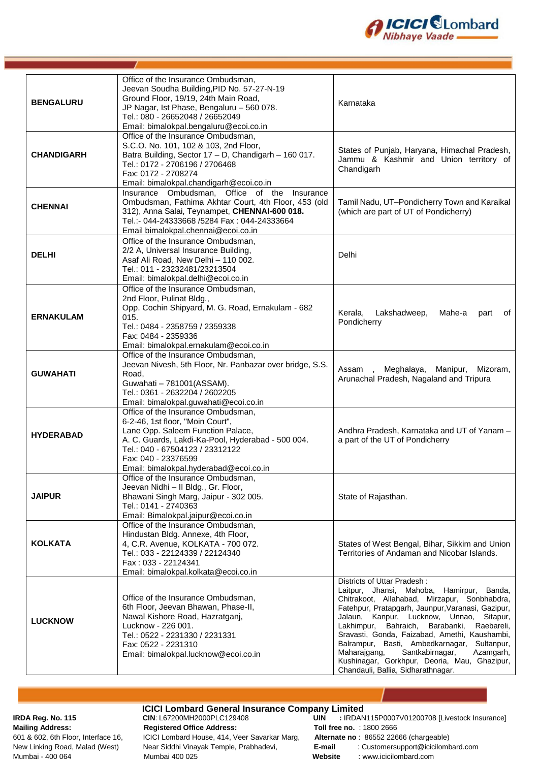| | | |
|---|---|---|
| **BENGALURU** | Office of the Insurance Ombudsman, Jeevan Soudha Building,PID No. 57-27-N-19 Ground Floor, 19/19, 24th Main Road, JP Nagar, Ist Phase, Bengaluru – 560 078. Tel.: 080 - 26652048 / 26652049 Email: bimalokpal.bengaluru@ecoi.co.in | Karnataka |
| **CHANDIGARH** | Office of the Insurance Ombudsman, S.C.O. No. 101, 102 & 103, 2nd Floor, Batra Building, Sector 17 – D, Chandigarh – 160 017. Tel.: 0172 - 2706196 / 2706468 Fax: 0172 - 2708274 Email: bimalokpal.chandigarh@ecoi.co.in | States of Punjab, Haryana, Himachal Pradesh, Jammu & Kashmir and Union territory of Chandigarh |
| **CHENNAI** | Insurance Ombudsman, Office of the Insurance Ombudsman, Fathima Akhtar Court, 4th Floor, 453 (old 312), Anna Salai, Teynampet, **CHENNAI-600 018.** Tel.:- 044-24333668 /5284 Fax : 044-24333664 Email bimalokpal.chennai@ecoi.co.in | Tamil Nadu, UT–Pondicherry Town and Karaikal (which are part of UT of Pondicherry) |
| **DELHI** | Office of the Insurance Ombudsman, 2/2 A, Universal Insurance Building, Asaf Ali Road, New Delhi – 110 002. Tel.: 011 - 23232481/23213504 Email: bimalokpal.delhi@ecoi.co.in | Delhi |
| **ERNAKULAM** | Office of the Insurance Ombudsman, 2nd Floor, Pulinat Bldg., Opp. Cochin Shipyard, M. G. Road, Ernakulam - 682 015. Tel.: 0484 - 2358759 / 2359338 Fax: 0484 - 2359336 Email: bimalokpal.ernakulam@ecoi.co.in | Kerala, Lakshadweep, Mahe-a part of Pondicherry |
| **GUWAHATI** | Office of the Insurance Ombudsman, Jeevan Nivesh, 5th Floor, Nr. Panbazar over bridge, S.S. Road, Guwahati – 781001(ASSAM). Tel.: 0361 - 2632204 / 2602205 Email: bimalokpal.guwahati@ecoi.co.in | Assam , Meghalaya, Manipur, Mizoram, Arunachal Pradesh, Nagaland and Tripura |
| **HYDERABAD** | Office of the Insurance Ombudsman, 6-2-46, 1st floor, "Moin Court", Lane Opp. Saleem Function Palace, A. C. Guards, Lakdi-Ka-Pool, Hyderabad - 500 004. Tel.: 040 - 67504123 / 23312122 Fax: 040 - 23376599 Email: bimalokpal.hyderabad@ecoi.co.in | Andhra Pradesh, Karnataka and UT of Yanam – a part of the UT of Pondicherry |
| **JAIPUR** | Office of the Insurance Ombudsman, Jeevan Nidhi – II Bldg., Gr. Floor, Bhawani Singh Marg, Jaipur - 302 005. Tel.: 0141 - 2740363 Email: Bimalokpal.jaipur@ecoi.co.in | State of Rajasthan. |
| **KOLKATA** | Office of the Insurance Ombudsman, Hindustan Bldg. Annexe, 4th Floor, 4, C.R. Avenue, KOLKATA - 700 072. Tel.: 033 - 22124339 / 22124340 Fax : 033 - 22124341 Email: bimalokpal.kolkata@ecoi.co.in | States of West Bengal, Bihar, Sikkim and Union Territories of Andaman and Nicobar Islands. |
| **LUCKNOW** | Office of the Insurance Ombudsman, 6th Floor, Jeevan Bhawan, Phase-II, Nawal Kishore Road, Hazratganj, Lucknow - 226 001. Tel.: 0522 - 2231330 / 2231331 Fax: 0522 - 2231310 Email: bimalokpal.lucknow@ecoi.co.in | Districts of Uttar Pradesh : Laitpur, Jhansi, Mahoba, Hamirpur, Banda, Chitrakoot, Allahabad, Mirzapur, Sonbhabdra, Fatehpur, Pratapgarh, Jaunpur,Varanasi, Gazipur, Jalaun, Kanpur, Lucknow, Unnao, Sitapur, Lakhimpur, Bahraich, Barabanki, Raebareli, Sravasti, Gonda, Faizabad, Amethi, Kaushambi, Balrampur, Basti, Ambedkarnagar, Sultanpur, Maharajgang, Santkabirnagar, Azamgarh, Kushinagar, Gorkhpur, Deoria, Mau, Ghazipur, Chandauli, Ballia, Sidharathnagar. |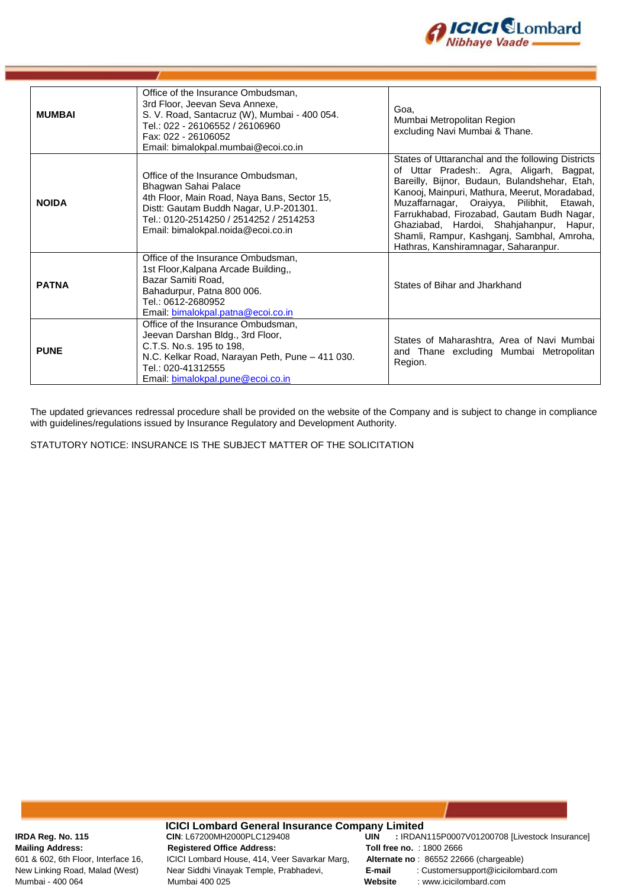| | | |
|---|---|---|
| **MUMBAI** | Office of the Insurance Ombudsman,<br>3rd Floor, Jeevan Seva Annexe,<br>S. V. Road, Santacruz (W), Mumbai - 400 054.<br>Tel.: 022 - 26106552 / 26106960<br>Fax: 022 - 26106052<br>Email: bimalokpal.mumbai@ecoi.co.in | Goa,<br>Mumbai Metropolitan Region<br>excluding Navi Mumbai & Thane. |
| **NOIDA** | Office of the Insurance Ombudsman,<br>Bhagwan Sahai Palace<br>4th Floor, Main Road, Naya Bans, Sector 15,<br>Distt: Gautam Buddh Nagar, U.P-201301.<br>Tel.: 0120-2514250 / 2514252 / 2514253<br>Email: bimalokpal.noida@ecoi.co.in | States of Uttaranchal and the following Districts of Uttar Pradesh:. Agra, Aligarh, Bagpat, Bareilly, Bijnor, Budaun, Bulandshehar, Etah, Kanooj, Mainpuri, Mathura, Meerut, Moradabad, Muzaffarnagar, Oraiyya, Pilibhit, Etawah, Farrukhabad, Firozabad, Gautam Budh Nagar, Ghaziabad, Hardoi, Shahjahanpur, Hapur, Shamli, Rampur, Kashganj, Sambhal, Amroha, Hathras, Kanshiramnagar, Saharanpur. |
| **PATNA** | Office of the Insurance Ombudsman,<br>1st Floor,Kalpana Arcade Building,,<br>Bazar Samiti Road,<br>Bahadurpur, Patna 800 006.<br>Tel.: 0612-2680952<br>Email: bimalokpal.patna@ecoi.co.in | States of Bihar and Jharkhand |
| **PUNE** | Office of the Insurance Ombudsman,<br>Jeevan Darshan Bldg., 3rd Floor,<br>C.T.S. No.s. 195 to 198,<br>N.C. Kelkar Road, Narayan Peth, Pune – 411 030.<br>Tel.: 020-41312555<br>Email: bimalokpal.pune@ecoi.co.in | States of Maharashtra, Area of Navi Mumbai and Thane excluding Mumbai Metropolitan Region. |

The updated grievances redressal procedure shall be provided on the website of the Company and is subject to change in compliance with guidelines/regulations issued by Insurance Regulatory and Development Authority.

STATUTORY NOTICE: INSURANCE IS THE SUBJECT MATTER OF THE SOLICITATION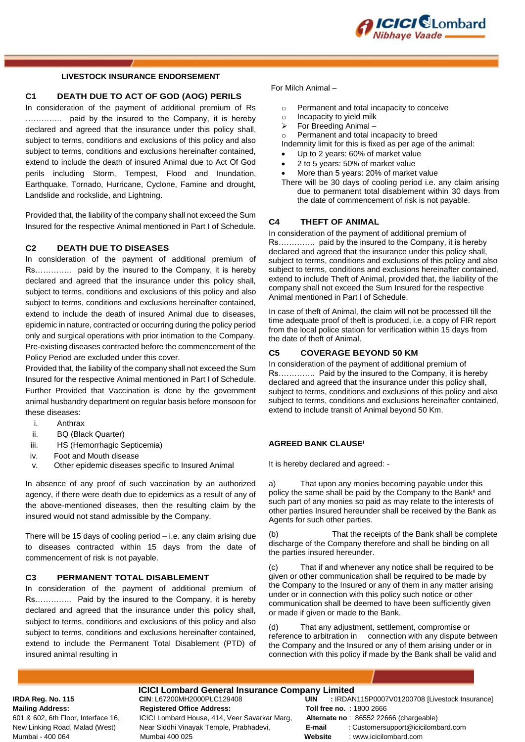## LIVESTOCK INSURANCE ENDORSEMENT

### C1 DEATH DUE TO ACT OF GOD (AOG) PERILS

In consideration of the payment of additional premium of Rs ………….. paid by the insured to the Company, it is hereby declared and agreed that the insurance under this policy shall, subject to terms, conditions and exclusions of this policy and also subject to terms, conditions and exclusions hereinafter contained, extend to include the death of insured Animal due to Act Of God perils including Storm, Tempest, Flood and Inundation, Earthquake, Tornado, Hurricane, Cyclone, Famine and drought, Landslide and rockslide, and Lightning.

Provided that, the liability of the company shall not exceed the Sum Insured for the respective Animal mentioned in Part I of Schedule.

### C2 DEATH DUE TO DISEASES

In consideration of the payment of additional premium of Rs………….. paid by the insured to the Company, it is hereby declared and agreed that the insurance under this policy shall, subject to terms, conditions and exclusions of this policy and also subject to terms, conditions and exclusions hereinafter contained, extend to include the death of insured Animal due to diseases, epidemic in nature, contracted or occurring during the policy period only and surgical operations with prior intimation to the Company. Pre-existing diseases contracted before the commencement of the Policy Period are excluded under this cover.

Provided that, the liability of the company shall not exceed the Sum Insured for the respective Animal mentioned in Part I of Schedule. Further Provided that Vaccination is done by the government animal husbandry department on regular basis before monsoon for these diseases:

i. Anthrax
ii. BQ (Black Quarter)
iii. HS (Hemorrhagic Septicemia)
iv. Foot and Mouth disease
v. Other epidemic diseases specific to Insured Animal

In absence of any proof of such vaccination by an authorized agency, if there were death due to epidemics as a result of any of the above-mentioned diseases, then the resulting claim by the insured would not stand admissible by the Company.

There will be 15 days of cooling period – i.e. any claim arising due to diseases contracted within 15 days from the date of commencement of risk is not payable.

### C3 PERMANENT TOTAL DISABLEMENT

In consideration of the payment of additional premium of Rs………….. Paid by the insured to the Company, it is hereby declared and agreed that the insurance under this policy shall, subject to terms, conditions and exclusions of this policy and also subject to terms, conditions and exclusions hereinafter contained, extend to include the Permanent Total Disablement (PTD) of insured animal resulting in

For Milch Animal –

- Permanent and total incapacity to conceive
- Incapacity to yield milk

➢ For Breeding Animal –

- Permanent and total incapacity to breed

Indemnity limit for this is fixed as per age of the animal:

- Up to 2 years: 60% of market value
- 2 to 5 years: 50% of market value
- More than 5 years: 20% of market value

There will be 30 days of cooling period i.e. any claim arising due to permanent total disablement within 30 days from the date of commencement of risk is not payable.

### C4 THEFT OF ANIMAL

In consideration of the payment of additional premium of Rs………….. paid by the insured to the Company, it is hereby declared and agreed that the insurance under this policy shall, subject to terms, conditions and exclusions of this policy and also subject to terms, conditions and exclusions hereinafter contained, extend to include Theft of Animal, provided that, the liability of the company shall not exceed the Sum Insured for the respective Animal mentioned in Part I of Schedule.

In case of theft of Animal, the claim will not be processed till the time adequate proof of theft is produced, i.e. a copy of FIR report from the local police station for verification within 15 days from the date of theft of Animal.

### C5 COVERAGE BEYOND 50 KM

In consideration of the payment of additional premium of Rs………….. Paid by the insured to the Company, it is hereby declared and agreed that the insurance under this policy shall, subject to terms, conditions and exclusions of this policy and also subject to terms, conditions and exclusions hereinafter contained, extend to include transit of Animal beyond 50 Km.

### AGREED BANK CLAUSE[i]

It is hereby declared and agreed: -

(a) That upon any monies becoming payable under this policy the same shall be paid by the Company to the Bank[ii] and such part of any monies so paid as may relate to the interests of other parties Insured hereunder shall be received by the Bank as Agents for such other parties.

(b) That the receipts of the Bank shall be complete discharge of the Company therefore and shall be binding on all the parties insured hereunder.

(c) That if and whenever any notice shall be required to be given or other communication shall be required to be made by the Company to the Insured or any of them in any matter arising under or in connection with this policy such notice or other communication shall be deemed to have been sufficiently given or made if given or made to the Bank.

(d) That any adjustment, settlement, compromise or reference to arbitration in connection with any dispute between the Company and the Insured or any of them arising under or in connection with this policy if made by the Bank shall be valid and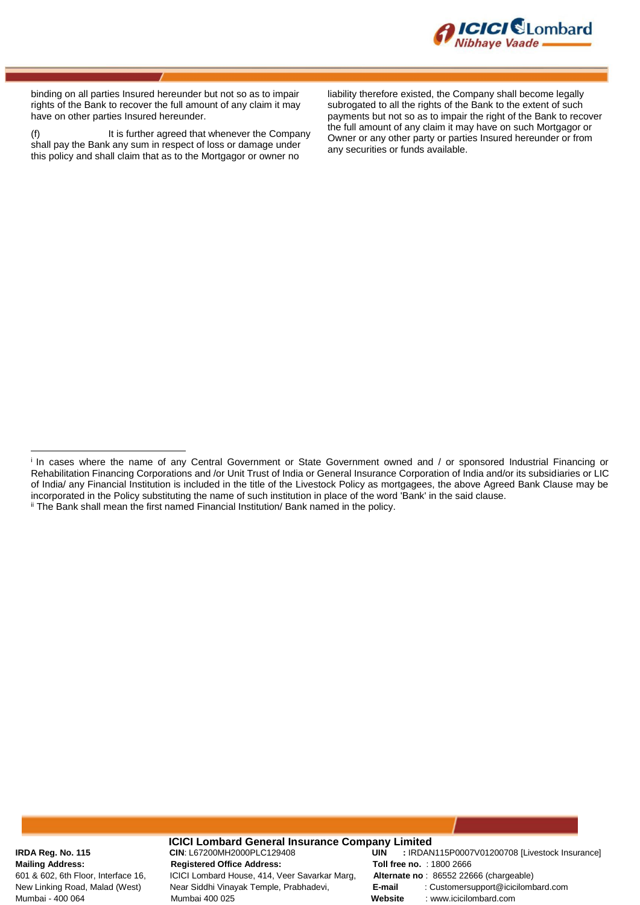binding on all parties Insured hereunder but not so as to impair rights of the Bank to recover the full amount of any claim it may have on other parties Insured hereunder.

(f) It is further agreed that whenever the Company shall pay the Bank any sum in respect of loss or damage under this policy and shall claim that as to the Mortgagor or owner no liability therefore existed, the Company shall become legally subrogated to all the rights of the Bank to the extent of such payments but not so as to impair the right of the Bank to recover the full amount of any claim it may have on such Mortgagor or Owner or any other party or parties Insured hereunder or from any securities or funds available.

---

[i] In cases where the name of any Central Government or State Government owned and / or sponsored Industrial Financing or Rehabilitation Financing Corporations and /or Unit Trust of India or General Insurance Corporation of India and/or its subsidiaries or LIC of India/ any Financial Institution is included in the title of the Livestock Policy as mortgagees, the above Agreed Bank Clause may be incorporated in the Policy substituting the name of such institution in place of the word 'Bank' in the said clause.

[ii] The Bank shall mean the first named Financial Institution/ Bank named in the policy.